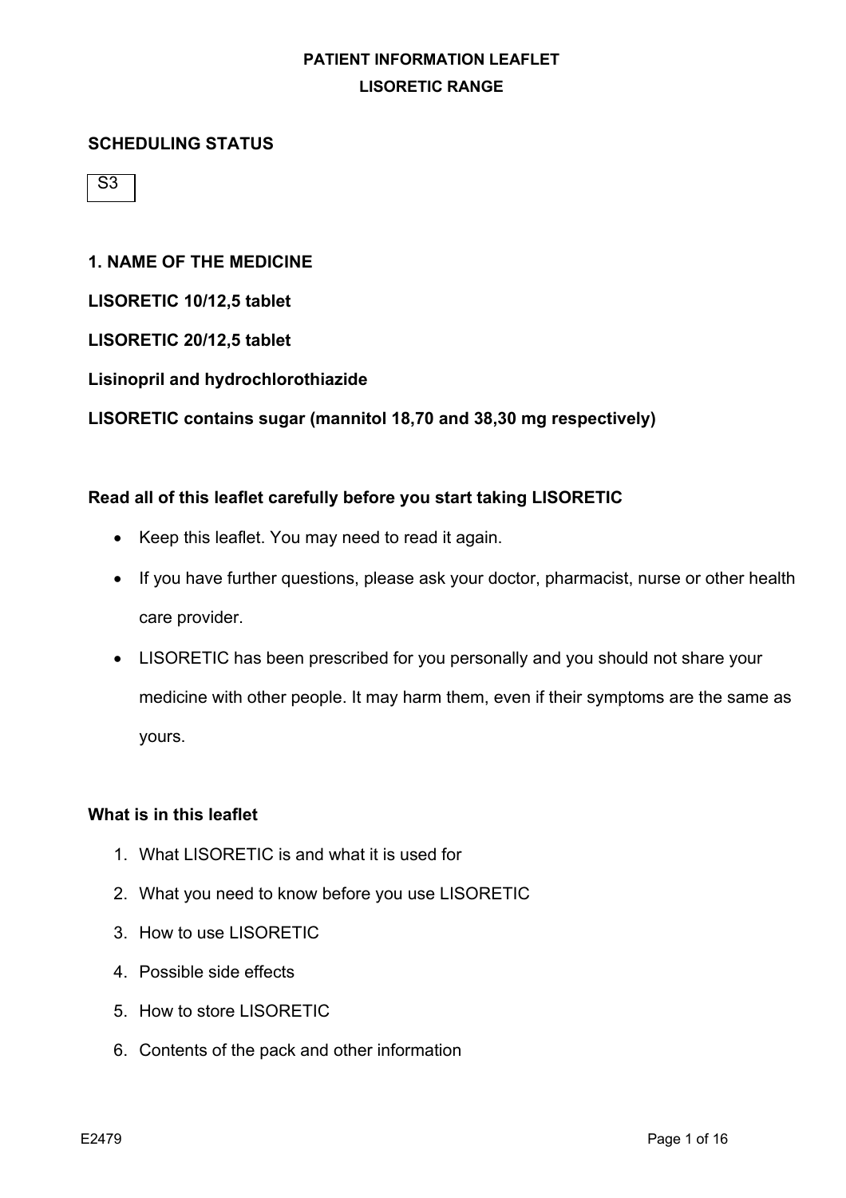**PATIENT INFORMATION LEAFLET**

**LISORETIC RANGE**

**SCHEDULING STATUS**

S3

## 1. NAME OF THE MEDICINE

**LISORETIC 10/12,5 tablet**

**LISORETIC 20/12,5 tablet**

**Lisinopril and hydrochlorothiazide**

**LISORETIC contains sugar (mannitol 18,70 and 38,30 mg respectively)**

**Read all of this leaflet carefully before you start taking LISORETIC**

- Keep this leaflet. You may need to read it again.
- If you have further questions, please ask your doctor, pharmacist, nurse or other health care provider.
- LISORETIC has been prescribed for you personally and you should not share your medicine with other people. It may harm them, even if their symptoms are the same as yours.

**What is in this leaflet**

1. What LISORETIC is and what it is used for
2. What you need to know before you use LISORETIC
3. How to use LISORETIC
4. Possible side effects
5. How to store LISORETIC
6. Contents of the pack and other information

E2479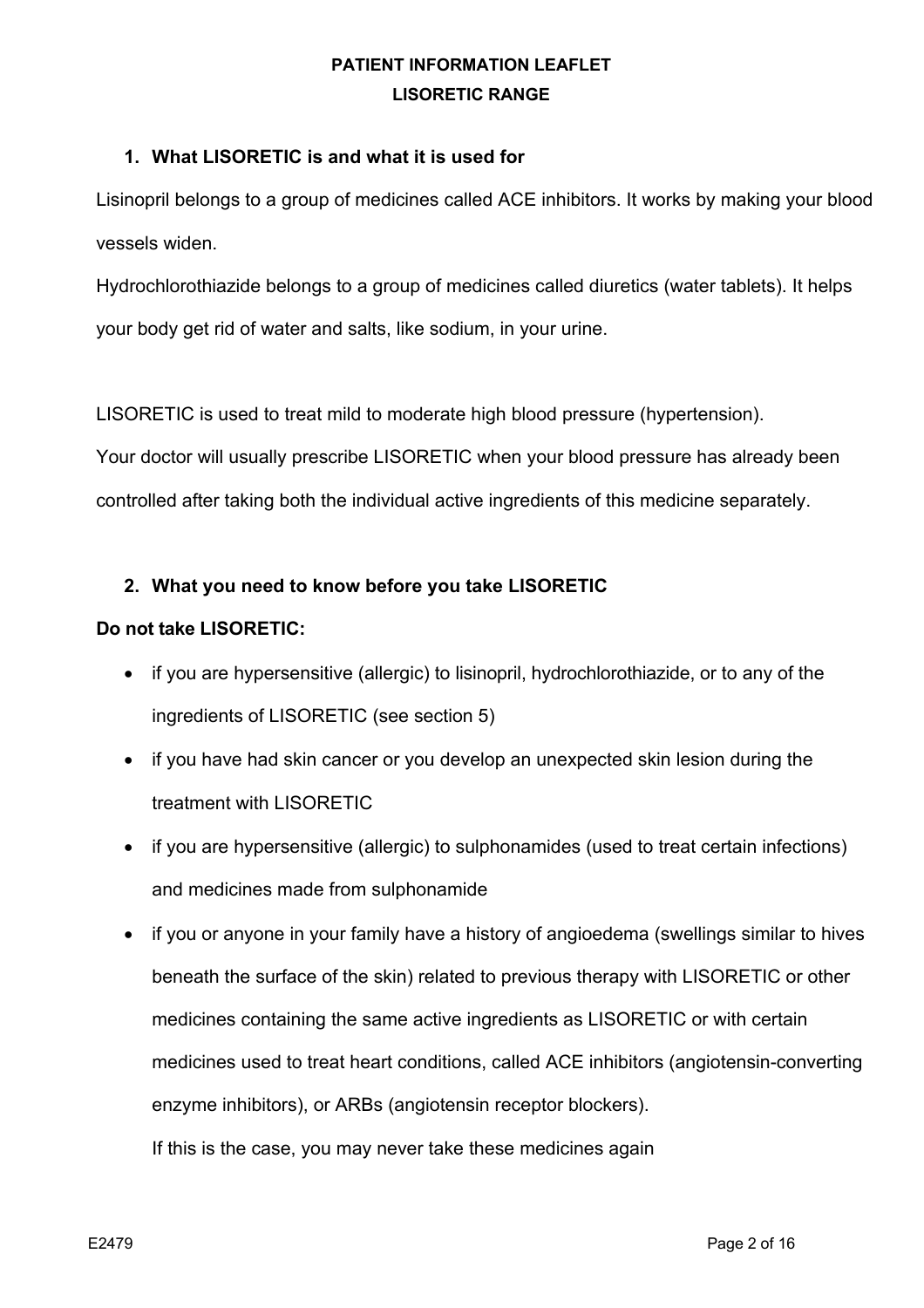**PATIENT INFORMATION LEAFLET**

**LISORETIC RANGE**

## 1. What LISORETIC is and what it is used for

Lisinopril belongs to a group of medicines called ACE inhibitors. It works by making your blood vessels widen.

Hydrochlorothiazide belongs to a group of medicines called diuretics (water tablets). It helps your body get rid of water and salts, like sodium, in your urine.

LISORETIC is used to treat mild to moderate high blood pressure (hypertension).

Your doctor will usually prescribe LISORETIC when your blood pressure has already been controlled after taking both the individual active ingredients of this medicine separately.

## 2. What you need to know before you take LISORETIC

**Do not take LISORETIC:**

- if you are hypersensitive (allergic) to lisinopril, hydrochlorothiazide, or to any of the ingredients of LISORETIC (see section 5)
- if you have had skin cancer or you develop an unexpected skin lesion during the treatment with LISORETIC
- if you are hypersensitive (allergic) to sulphonamides (used to treat certain infections) and medicines made from sulphonamide
- if you or anyone in your family have a history of angioedema (swellings similar to hives beneath the surface of the skin) related to previous therapy with LISORETIC or other medicines containing the same active ingredients as LISORETIC or with certain medicines used to treat heart conditions, called ACE inhibitors (angiotensin-converting enzyme inhibitors), or ARBs (angiotensin receptor blockers).

  If this is the case, you may never take these medicines again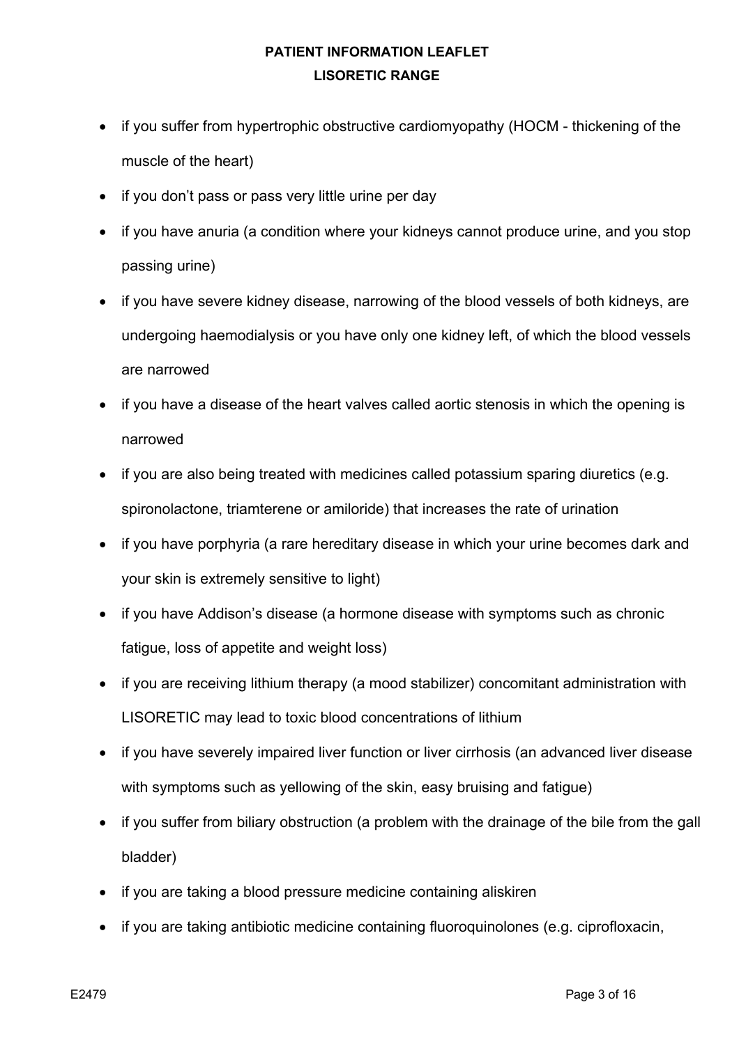- if you suffer from hypertrophic obstructive cardiomyopathy (HOCM - thickening of the muscle of the heart)
- if you don't pass or pass very little urine per day
- if you have anuria (a condition where your kidneys cannot produce urine, and you stop passing urine)
- if you have severe kidney disease, narrowing of the blood vessels of both kidneys, are undergoing haemodialysis or you have only one kidney left, of which the blood vessels are narrowed
- if you have a disease of the heart valves called aortic stenosis in which the opening is narrowed
- if you are also being treated with medicines called potassium sparing diuretics (e.g. spironolactone, triamterene or amiloride) that increases the rate of urination
- if you have porphyria (a rare hereditary disease in which your urine becomes dark and your skin is extremely sensitive to light)
- if you have Addison's disease (a hormone disease with symptoms such as chronic fatigue, loss of appetite and weight loss)
- if you are receiving lithium therapy (a mood stabilizer) concomitant administration with LISORETIC may lead to toxic blood concentrations of lithium
- if you have severely impaired liver function or liver cirrhosis (an advanced liver disease with symptoms such as yellowing of the skin, easy bruising and fatigue)
- if you suffer from biliary obstruction (a problem with the drainage of the bile from the gall bladder)
- if you are taking a blood pressure medicine containing aliskiren
- if you are taking antibiotic medicine containing fluoroquinolones (e.g. ciprofloxacin,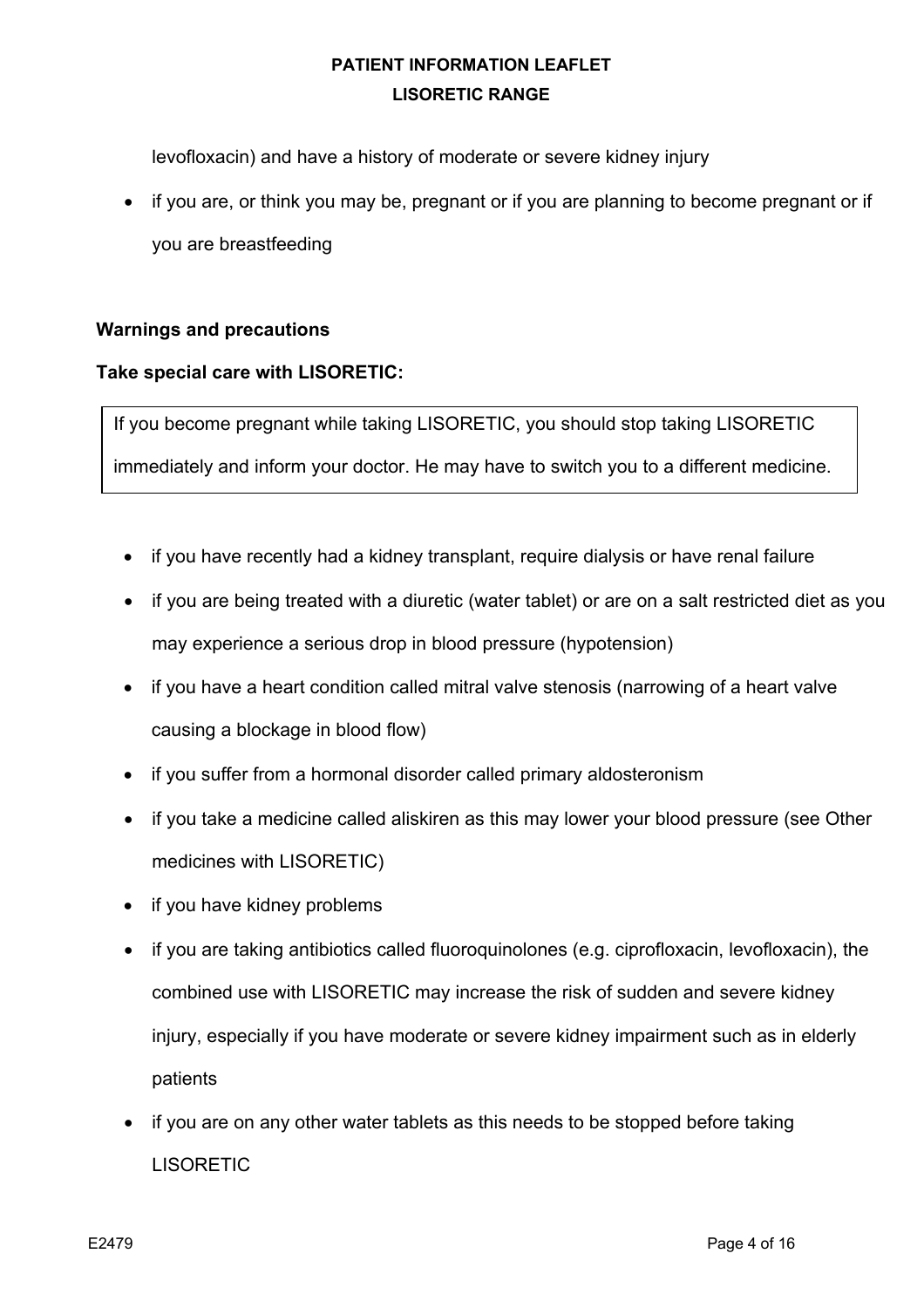levofloxacin) and have a history of moderate or severe kidney injury

- if you are, or think you may be, pregnant or if you are planning to become pregnant or if you are breastfeeding

**Warnings and precautions**

**Take special care with LISORETIC:**

> If you become pregnant while taking LISORETIC, you should stop taking LISORETIC immediately and inform your doctor. He may have to switch you to a different medicine.

- if you have recently had a kidney transplant, require dialysis or have renal failure
- if you are being treated with a diuretic (water tablet) or are on a salt restricted diet as you may experience a serious drop in blood pressure (hypotension)
- if you have a heart condition called mitral valve stenosis (narrowing of a heart valve causing a blockage in blood flow)
- if you suffer from a hormonal disorder called primary aldosteronism
- if you take a medicine called aliskiren as this may lower your blood pressure (see Other medicines with LISORETIC)
- if you have kidney problems
- if you are taking antibiotics called fluoroquinolones (e.g. ciprofloxacin, levofloxacin), the combined use with LISORETIC may increase the risk of sudden and severe kidney injury, especially if you have moderate or severe kidney impairment such as in elderly patients
- if you are on any other water tablets as this needs to be stopped before taking LISORETIC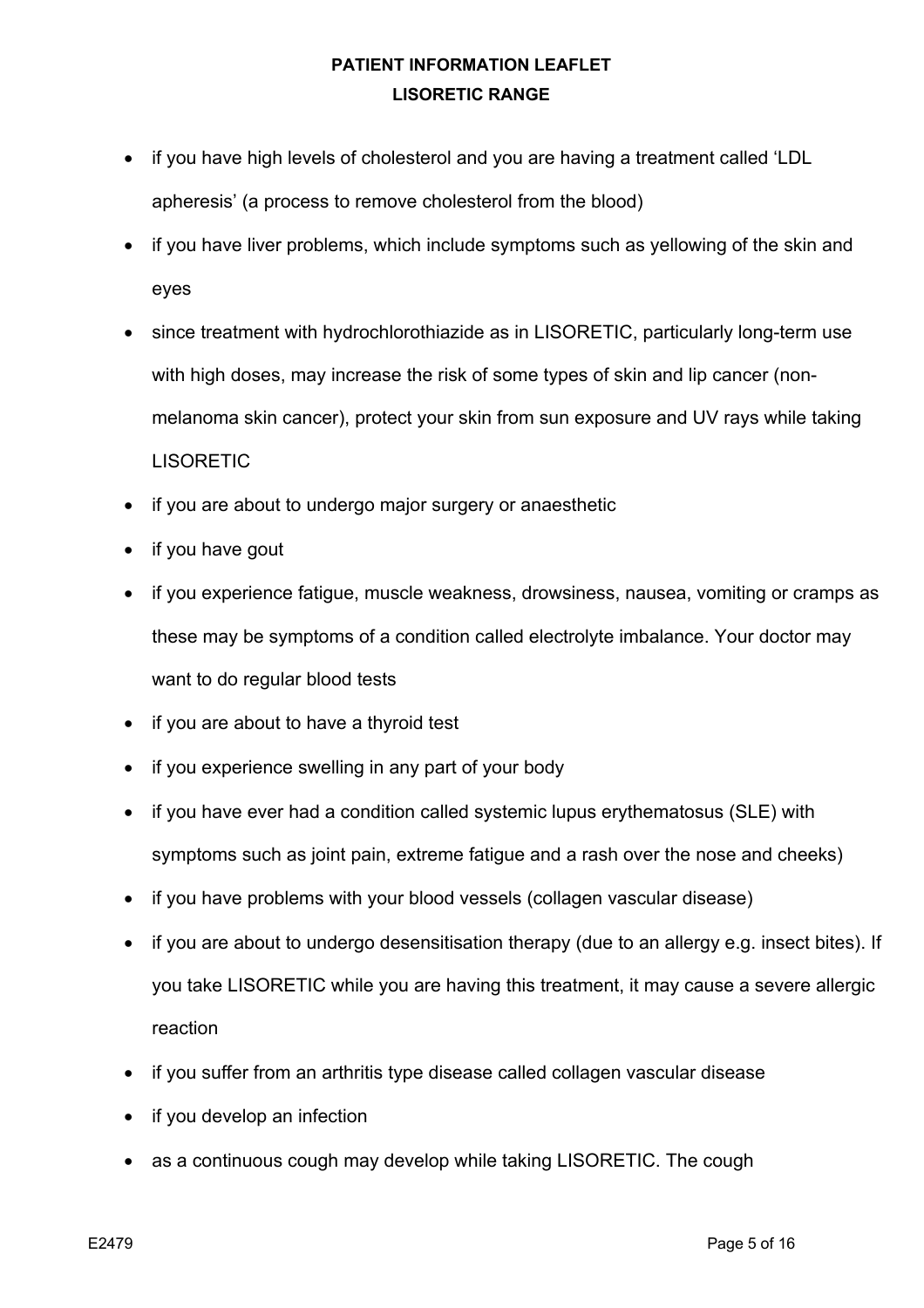- if you have high levels of cholesterol and you are having a treatment called 'LDL apheresis' (a process to remove cholesterol from the blood)
- if you have liver problems, which include symptoms such as yellowing of the skin and eyes
- since treatment with hydrochlorothiazide as in LISORETIC, particularly long-term use with high doses, may increase the risk of some types of skin and lip cancer (non-melanoma skin cancer), protect your skin from sun exposure and UV rays while taking LISORETIC
- if you are about to undergo major surgery or anaesthetic
- if you have gout
- if you experience fatigue, muscle weakness, drowsiness, nausea, vomiting or cramps as these may be symptoms of a condition called electrolyte imbalance. Your doctor may want to do regular blood tests
- if you are about to have a thyroid test
- if you experience swelling in any part of your body
- if you have ever had a condition called systemic lupus erythematosus (SLE) with symptoms such as joint pain, extreme fatigue and a rash over the nose and cheeks)
- if you have problems with your blood vessels (collagen vascular disease)
- if you are about to undergo desensitisation therapy (due to an allergy e.g. insect bites). If you take LISORETIC while you are having this treatment, it may cause a severe allergic reaction
- if you suffer from an arthritis type disease called collagen vascular disease
- if you develop an infection
- as a continuous cough may develop while taking LISORETIC. The cough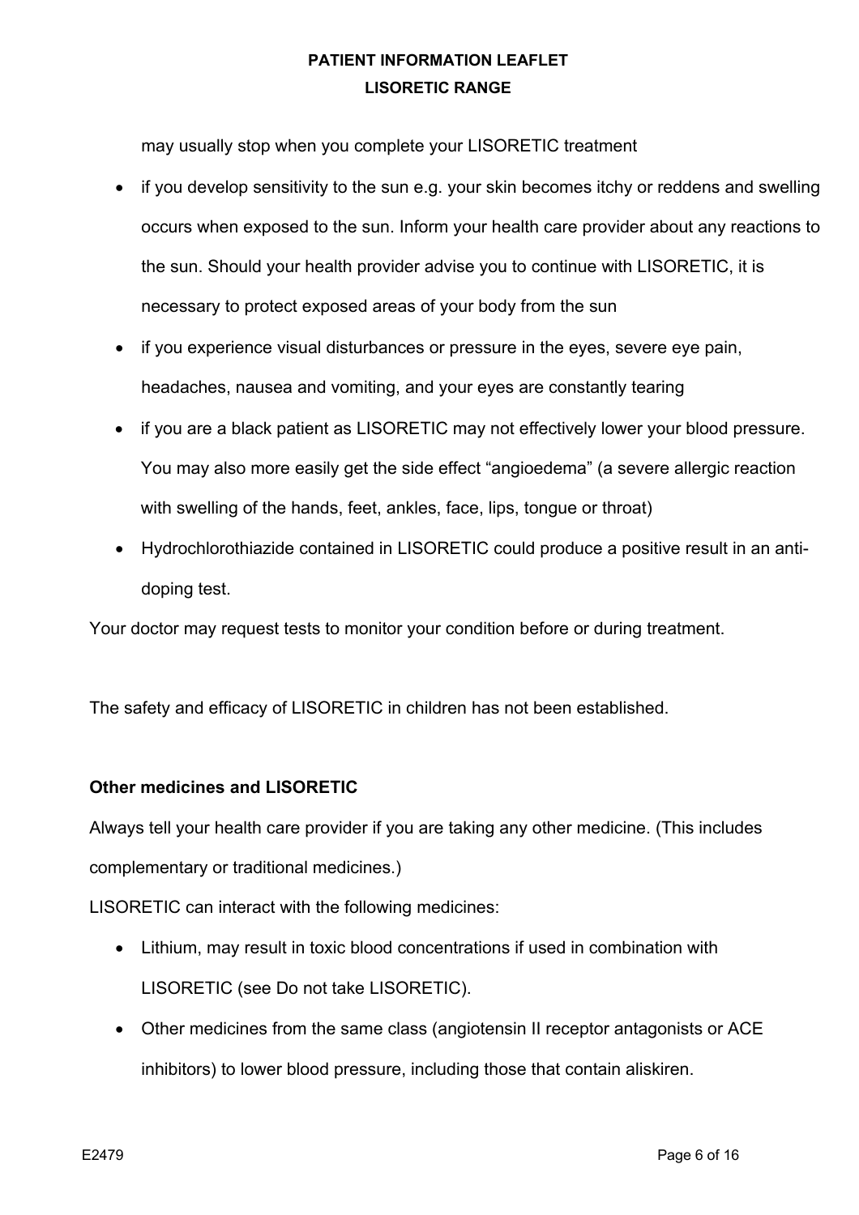may usually stop when you complete your LISORETIC treatment

- if you develop sensitivity to the sun e.g. your skin becomes itchy or reddens and swelling occurs when exposed to the sun. Inform your health care provider about any reactions to the sun. Should your health provider advise you to continue with LISORETIC, it is necessary to protect exposed areas of your body from the sun
- if you experience visual disturbances or pressure in the eyes, severe eye pain, headaches, nausea and vomiting, and your eyes are constantly tearing
- if you are a black patient as LISORETIC may not effectively lower your blood pressure. You may also more easily get the side effect "angioedema" (a severe allergic reaction with swelling of the hands, feet, ankles, face, lips, tongue or throat)
- Hydrochlorothiazide contained in LISORETIC could produce a positive result in an anti-doping test.

Your doctor may request tests to monitor your condition before or during treatment.

The safety and efficacy of LISORETIC in children has not been established.

**Other medicines and LISORETIC**

Always tell your health care provider if you are taking any other medicine. (This includes complementary or traditional medicines.)

LISORETIC can interact with the following medicines:

- Lithium, may result in toxic blood concentrations if used in combination with LISORETIC (see Do not take LISORETIC).
- Other medicines from the same class (angiotensin II receptor antagonists or ACE inhibitors) to lower blood pressure, including those that contain aliskiren.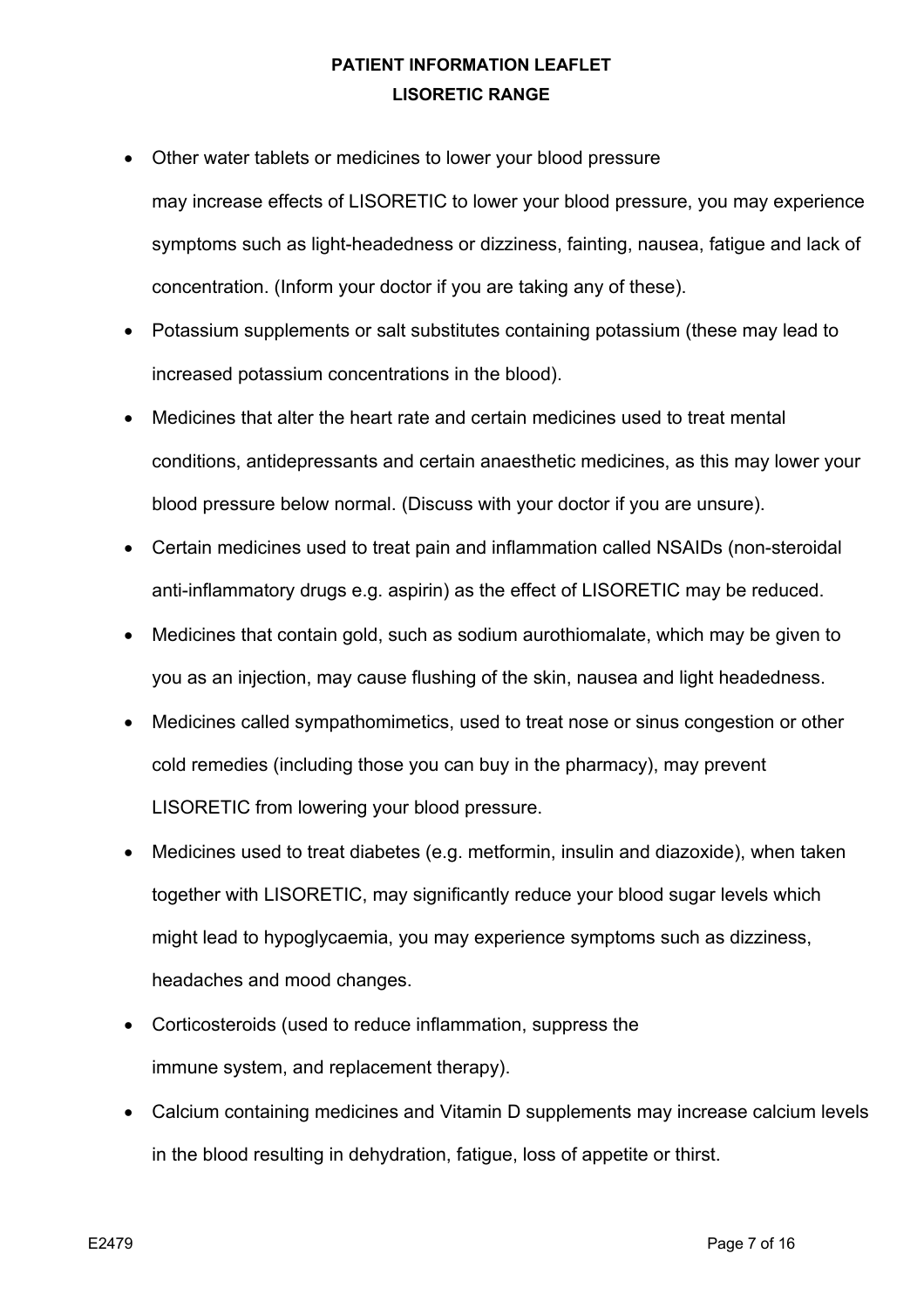- Other water tablets or medicines to lower your blood pressure
  may increase effects of LISORETIC to lower your blood pressure, you may experience symptoms such as light-headedness or dizziness, fainting, nausea, fatigue and lack of concentration. (Inform your doctor if you are taking any of these).
- Potassium supplements or salt substitutes containing potassium (these may lead to increased potassium concentrations in the blood).
- Medicines that alter the heart rate and certain medicines used to treat mental conditions, antidepressants and certain anaesthetic medicines, as this may lower your blood pressure below normal. (Discuss with your doctor if you are unsure).
- Certain medicines used to treat pain and inflammation called NSAIDs (non-steroidal anti-inflammatory drugs e.g. aspirin) as the effect of LISORETIC may be reduced.
- Medicines that contain gold, such as sodium aurothiomalate, which may be given to you as an injection, may cause flushing of the skin, nausea and light headedness.
- Medicines called sympathomimetics, used to treat nose or sinus congestion or other cold remedies (including those you can buy in the pharmacy), may prevent LISORETIC from lowering your blood pressure.
- Medicines used to treat diabetes (e.g. metformin, insulin and diazoxide), when taken together with LISORETIC, may significantly reduce your blood sugar levels which might lead to hypoglycaemia, you may experience symptoms such as dizziness, headaches and mood changes.
- Corticosteroids (used to reduce inflammation, suppress the immune system, and replacement therapy).
- Calcium containing medicines and Vitamin D supplements may increase calcium levels in the blood resulting in dehydration, fatigue, loss of appetite or thirst.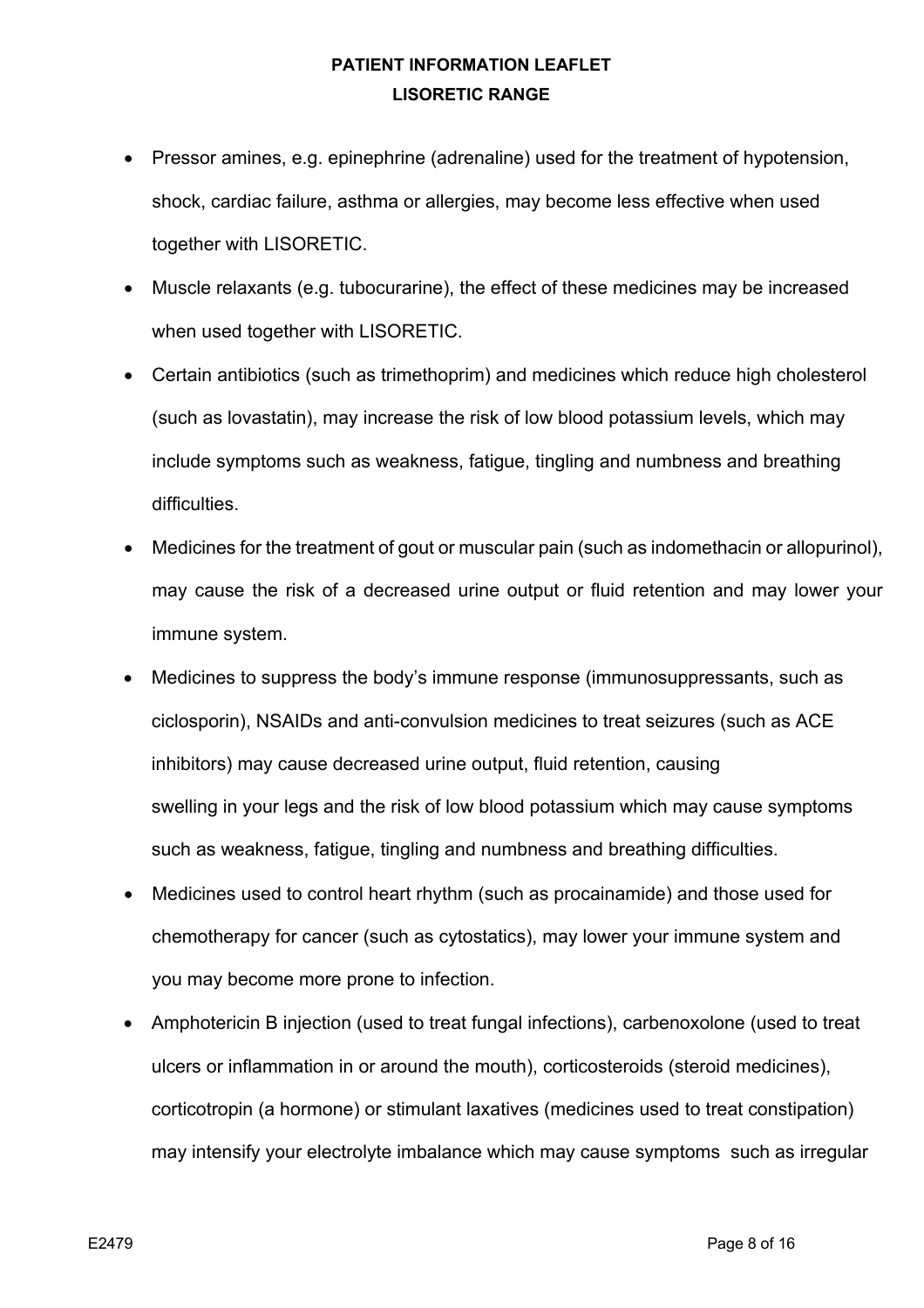- Pressor amines, e.g. epinephrine (adrenaline) used for the treatment of hypotension, shock, cardiac failure, asthma or allergies, may become less effective when used together with LISORETIC.
- Muscle relaxants (e.g. tubocurarine), the effect of these medicines may be increased when used together with LISORETIC.
- Certain antibiotics (such as trimethoprim) and medicines which reduce high cholesterol (such as lovastatin), may increase the risk of low blood potassium levels, which may include symptoms such as weakness, fatigue, tingling and numbness and breathing difficulties.
- Medicines for the treatment of gout or muscular pain (such as indomethacin or allopurinol), may cause the risk of a decreased urine output or fluid retention and may lower your immune system.
- Medicines to suppress the body's immune response (immunosuppressants, such as ciclosporin), NSAIDs and anti-convulsion medicines to treat seizures (such as ACE inhibitors) may cause decreased urine output, fluid retention, causing swelling in your legs and the risk of low blood potassium which may cause symptoms such as weakness, fatigue, tingling and numbness and breathing difficulties.
- Medicines used to control heart rhythm (such as procainamide) and those used for chemotherapy for cancer (such as cytostatics), may lower your immune system and you may become more prone to infection.
- Amphotericin B injection (used to treat fungal infections), carbenoxolone (used to treat ulcers or inflammation in or around the mouth), corticosteroids (steroid medicines), corticotropin (a hormone) or stimulant laxatives (medicines used to treat constipation) may intensify your electrolyte imbalance which may cause symptoms such as irregular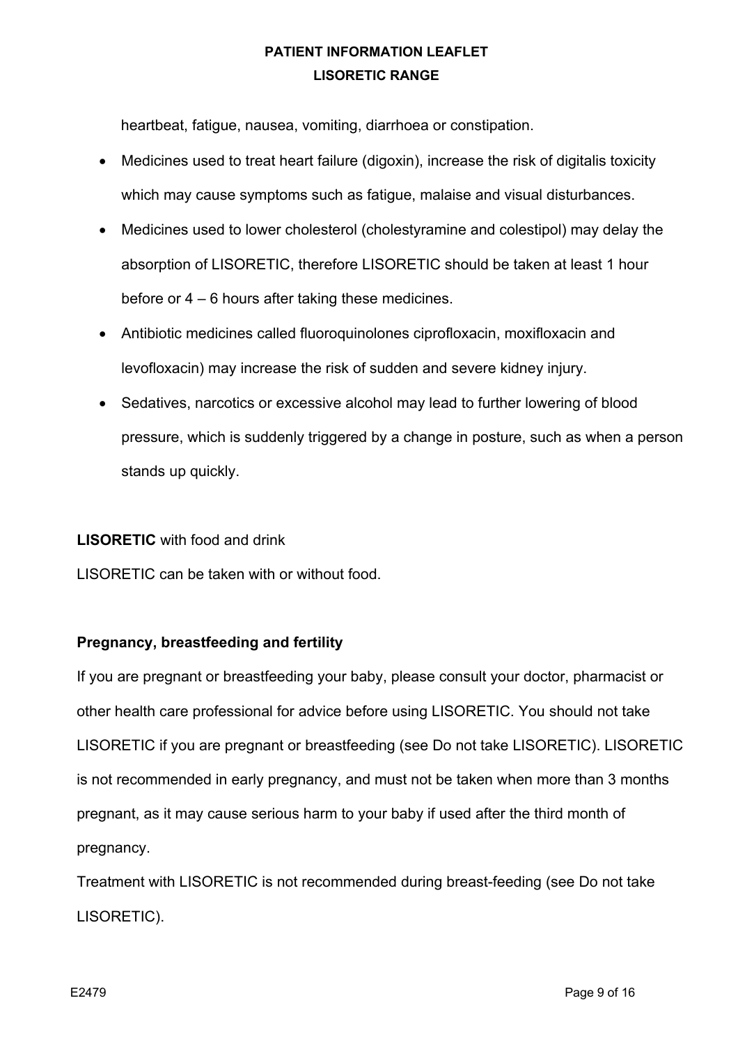heartbeat, fatigue, nausea, vomiting, diarrhoea or constipation.

- Medicines used to treat heart failure (digoxin), increase the risk of digitalis toxicity which may cause symptoms such as fatigue, malaise and visual disturbances.
- Medicines used to lower cholesterol (cholestyramine and colestipol) may delay the absorption of LISORETIC, therefore LISORETIC should be taken at least 1 hour before or 4 – 6 hours after taking these medicines.
- Antibiotic medicines called fluoroquinolones ciprofloxacin, moxifloxacin and levofloxacin) may increase the risk of sudden and severe kidney injury.
- Sedatives, narcotics or excessive alcohol may lead to further lowering of blood pressure, which is suddenly triggered by a change in posture, such as when a person stands up quickly.

**LISORETIC** with food and drink

LISORETIC can be taken with or without food.

**Pregnancy, breastfeeding and fertility**

If you are pregnant or breastfeeding your baby, please consult your doctor, pharmacist or other health care professional for advice before using LISORETIC. You should not take LISORETIC if you are pregnant or breastfeeding (see Do not take LISORETIC). LISORETIC is not recommended in early pregnancy, and must not be taken when more than 3 months pregnant, as it may cause serious harm to your baby if used after the third month of pregnancy.

Treatment with LISORETIC is not recommended during breast-feeding (see Do not take LISORETIC).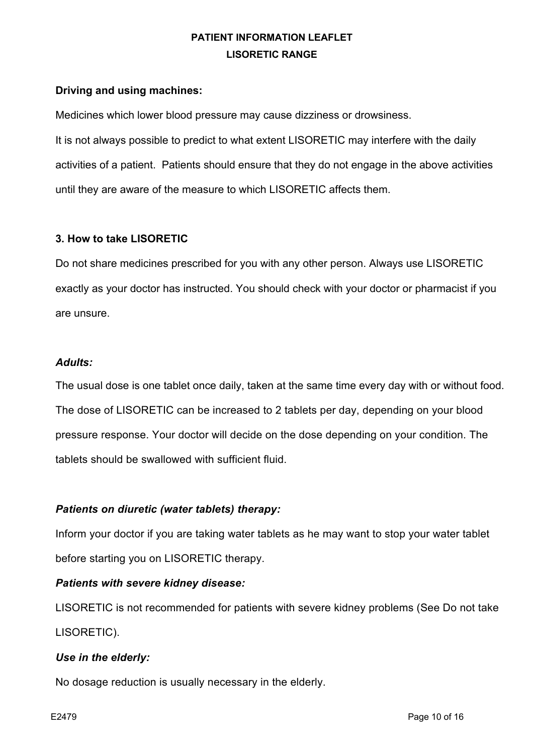**Driving and using machines:**

Medicines which lower blood pressure may cause dizziness or drowsiness.

It is not always possible to predict to what extent LISORETIC may interfere with the daily activities of a patient.  Patients should ensure that they do not engage in the above activities until they are aware of the measure to which LISORETIC affects them.

**3. How to take LISORETIC**

Do not share medicines prescribed for you with any other person. Always use LISORETIC exactly as your doctor has instructed. You should check with your doctor or pharmacist if you are unsure.

***Adults:***

The usual dose is one tablet once daily, taken at the same time every day with or without food. The dose of LISORETIC can be increased to 2 tablets per day, depending on your blood pressure response. Your doctor will decide on the dose depending on your condition. The tablets should be swallowed with sufficient fluid.

***Patients on diuretic (water tablets) therapy:***

Inform your doctor if you are taking water tablets as he may want to stop your water tablet before starting you on LISORETIC therapy.

***Patients with severe kidney disease:***

LISORETIC is not recommended for patients with severe kidney problems (See Do not take LISORETIC).

***Use in the elderly:***

No dosage reduction is usually necessary in the elderly.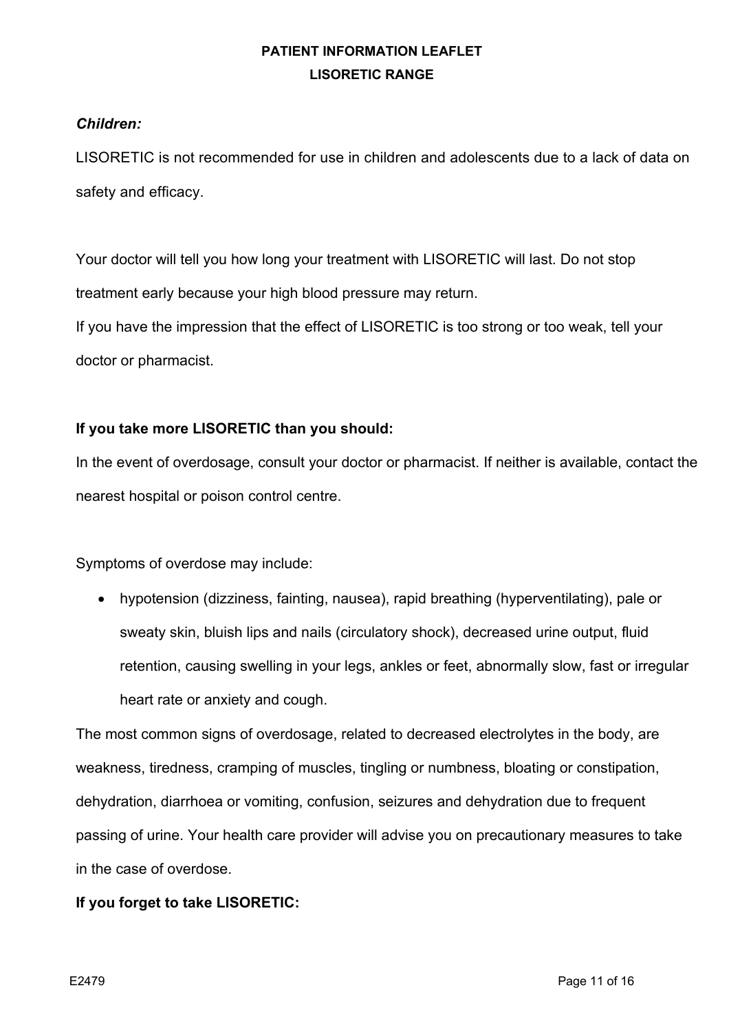***Children:***

LISORETIC is not recommended for use in children and adolescents due to a lack of data on safety and efficacy.

Your doctor will tell you how long your treatment with LISORETIC will last. Do not stop treatment early because your high blood pressure may return.

If you have the impression that the effect of LISORETIC is too strong or too weak, tell your doctor or pharmacist.

**If you take more LISORETIC than you should:**

In the event of overdosage, consult your doctor or pharmacist. If neither is available, contact the nearest hospital or poison control centre.

Symptoms of overdose may include:

- hypotension (dizziness, fainting, nausea), rapid breathing (hyperventilating), pale or sweaty skin, bluish lips and nails (circulatory shock), decreased urine output, fluid retention, causing swelling in your legs, ankles or feet, abnormally slow, fast or irregular heart rate or anxiety and cough.

The most common signs of overdosage, related to decreased electrolytes in the body, are weakness, tiredness, cramping of muscles, tingling or numbness, bloating or constipation, dehydration, diarrhoea or vomiting, confusion, seizures and dehydration due to frequent passing of urine. Your health care provider will advise you on precautionary measures to take in the case of overdose.

**If you forget to take LISORETIC:**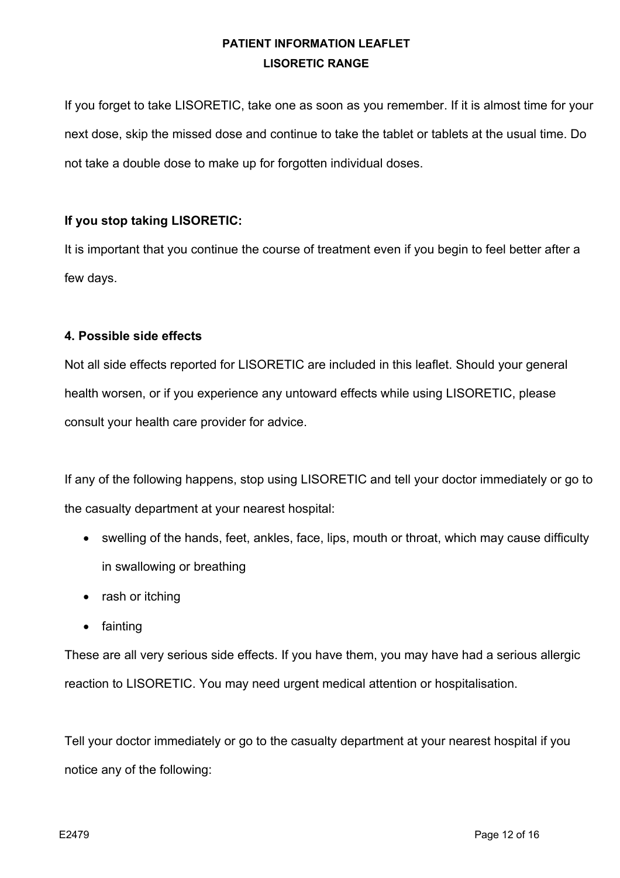If you forget to take LISORETIC, take one as soon as you remember. If it is almost time for your next dose, skip the missed dose and continue to take the tablet or tablets at the usual time. Do not take a double dose to make up for forgotten individual doses.

**If you stop taking LISORETIC:**

It is important that you continue the course of treatment even if you begin to feel better after a few days.

**4. Possible side effects**

Not all side effects reported for LISORETIC are included in this leaflet. Should your general health worsen, or if you experience any untoward effects while using LISORETIC, please consult your health care provider for advice.

If any of the following happens, stop using LISORETIC and tell your doctor immediately or go to the casualty department at your nearest hospital:

- swelling of the hands, feet, ankles, face, lips, mouth or throat, which may cause difficulty in swallowing or breathing
- rash or itching
- fainting

These are all very serious side effects. If you have them, you may have had a serious allergic reaction to LISORETIC. You may need urgent medical attention or hospitalisation.

Tell your doctor immediately or go to the casualty department at your nearest hospital if you notice any of the following: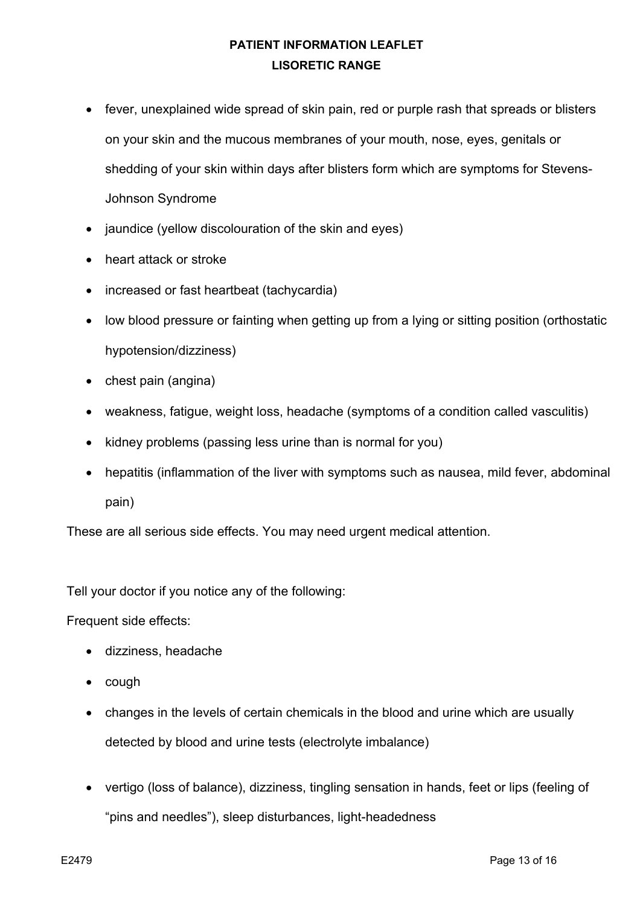- fever, unexplained wide spread of skin pain, red or purple rash that spreads or blisters on your skin and the mucous membranes of your mouth, nose, eyes, genitals or shedding of your skin within days after blisters form which are symptoms for Stevens-Johnson Syndrome
- jaundice (yellow discolouration of the skin and eyes)
- heart attack or stroke
- increased or fast heartbeat (tachycardia)
- low blood pressure or fainting when getting up from a lying or sitting position (orthostatic hypotension/dizziness)
- chest pain (angina)
- weakness, fatigue, weight loss, headache (symptoms of a condition called vasculitis)
- kidney problems (passing less urine than is normal for you)
- hepatitis (inflammation of the liver with symptoms such as nausea, mild fever, abdominal pain)

These are all serious side effects. You may need urgent medical attention.

Tell your doctor if you notice any of the following:

Frequent side effects:

- dizziness, headache
- cough
- changes in the levels of certain chemicals in the blood and urine which are usually detected by blood and urine tests (electrolyte imbalance)
- vertigo (loss of balance), dizziness, tingling sensation in hands, feet or lips (feeling of "pins and needles"), sleep disturbances, light-headedness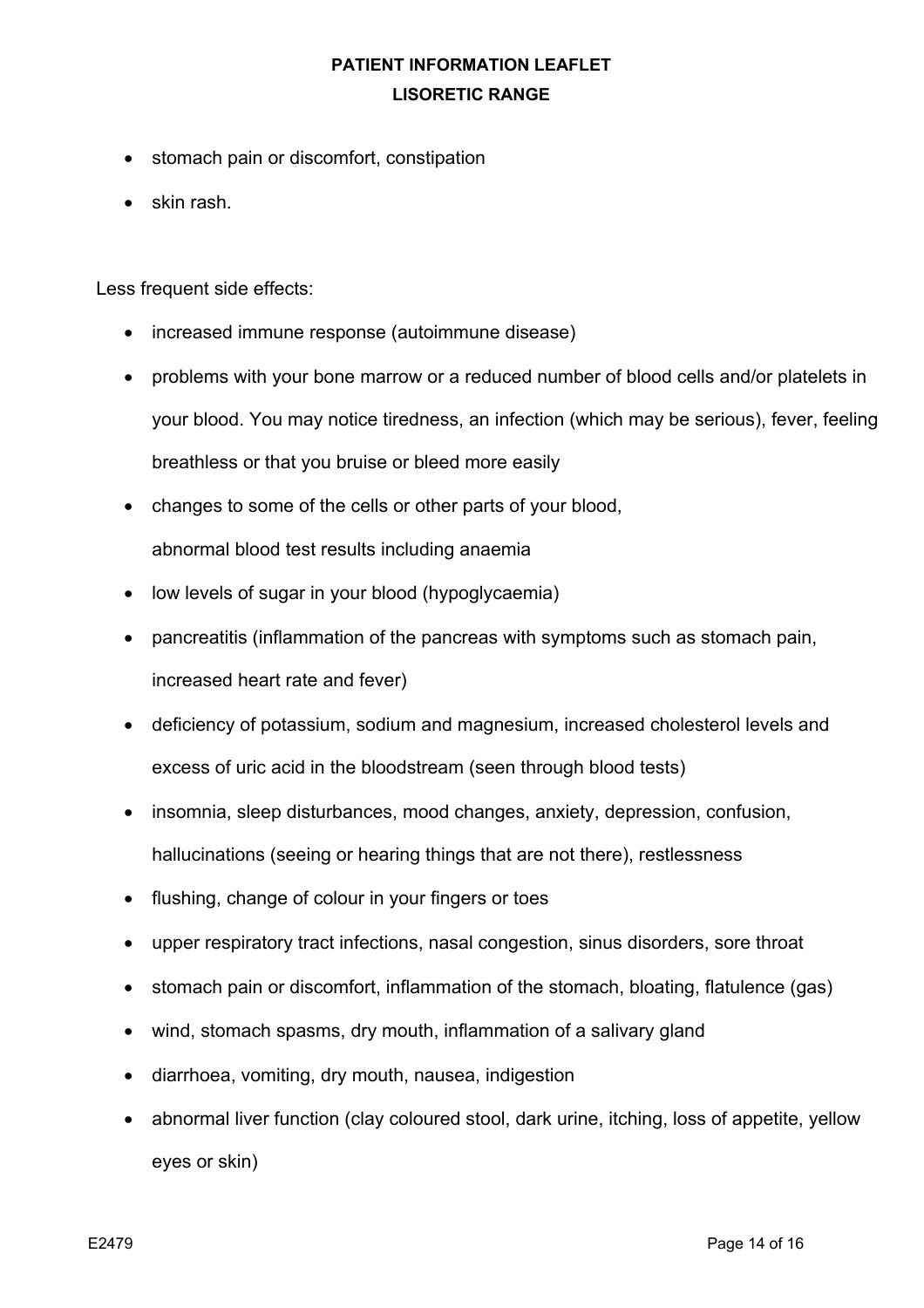- stomach pain or discomfort, constipation
- skin rash.

Less frequent side effects:

- increased immune response (autoimmune disease)
- problems with your bone marrow or a reduced number of blood cells and/or platelets in your blood. You may notice tiredness, an infection (which may be serious), fever, feeling breathless or that you bruise or bleed more easily
- changes to some of the cells or other parts of your blood, abnormal blood test results including anaemia
- low levels of sugar in your blood (hypoglycaemia)
- pancreatitis (inflammation of the pancreas with symptoms such as stomach pain, increased heart rate and fever)
- deficiency of potassium, sodium and magnesium, increased cholesterol levels and excess of uric acid in the bloodstream (seen through blood tests)
- insomnia, sleep disturbances, mood changes, anxiety, depression, confusion, hallucinations (seeing or hearing things that are not there), restlessness
- flushing, change of colour in your fingers or toes
- upper respiratory tract infections, nasal congestion, sinus disorders, sore throat
- stomach pain or discomfort, inflammation of the stomach, bloating, flatulence (gas)
- wind, stomach spasms, dry mouth, inflammation of a salivary gland
- diarrhoea, vomiting, dry mouth, nausea, indigestion
- abnormal liver function (clay coloured stool, dark urine, itching, loss of appetite, yellow eyes or skin)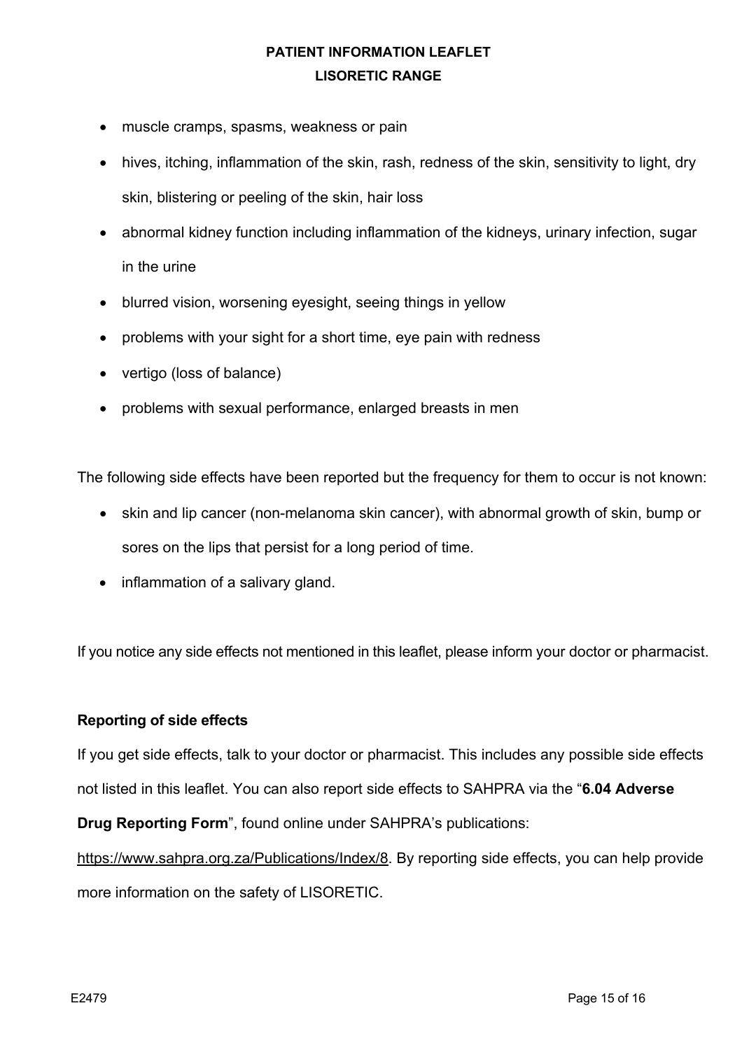- muscle cramps, spasms, weakness or pain
- hives, itching, inflammation of the skin, rash, redness of the skin, sensitivity to light, dry skin, blistering or peeling of the skin, hair loss
- abnormal kidney function including inflammation of the kidneys, urinary infection, sugar in the urine
- blurred vision, worsening eyesight, seeing things in yellow
- problems with your sight for a short time, eye pain with redness
- vertigo (loss of balance)
- problems with sexual performance, enlarged breasts in men

The following side effects have been reported but the frequency for them to occur is not known:

- skin and lip cancer (non-melanoma skin cancer), with abnormal growth of skin, bump or sores on the lips that persist for a long period of time.
- inflammation of a salivary gland.

If you notice any side effects not mentioned in this leaflet, please inform your doctor or pharmacist.

**Reporting of side effects**

If you get side effects, talk to your doctor or pharmacist. This includes any possible side effects not listed in this leaflet. You can also report side effects to SAHPRA via the "**6.04 Adverse Drug Reporting Form**", found online under SAHPRA's publications: https://www.sahpra.org.za/Publications/Index/8. By reporting side effects, you can help provide more information on the safety of LISORETIC.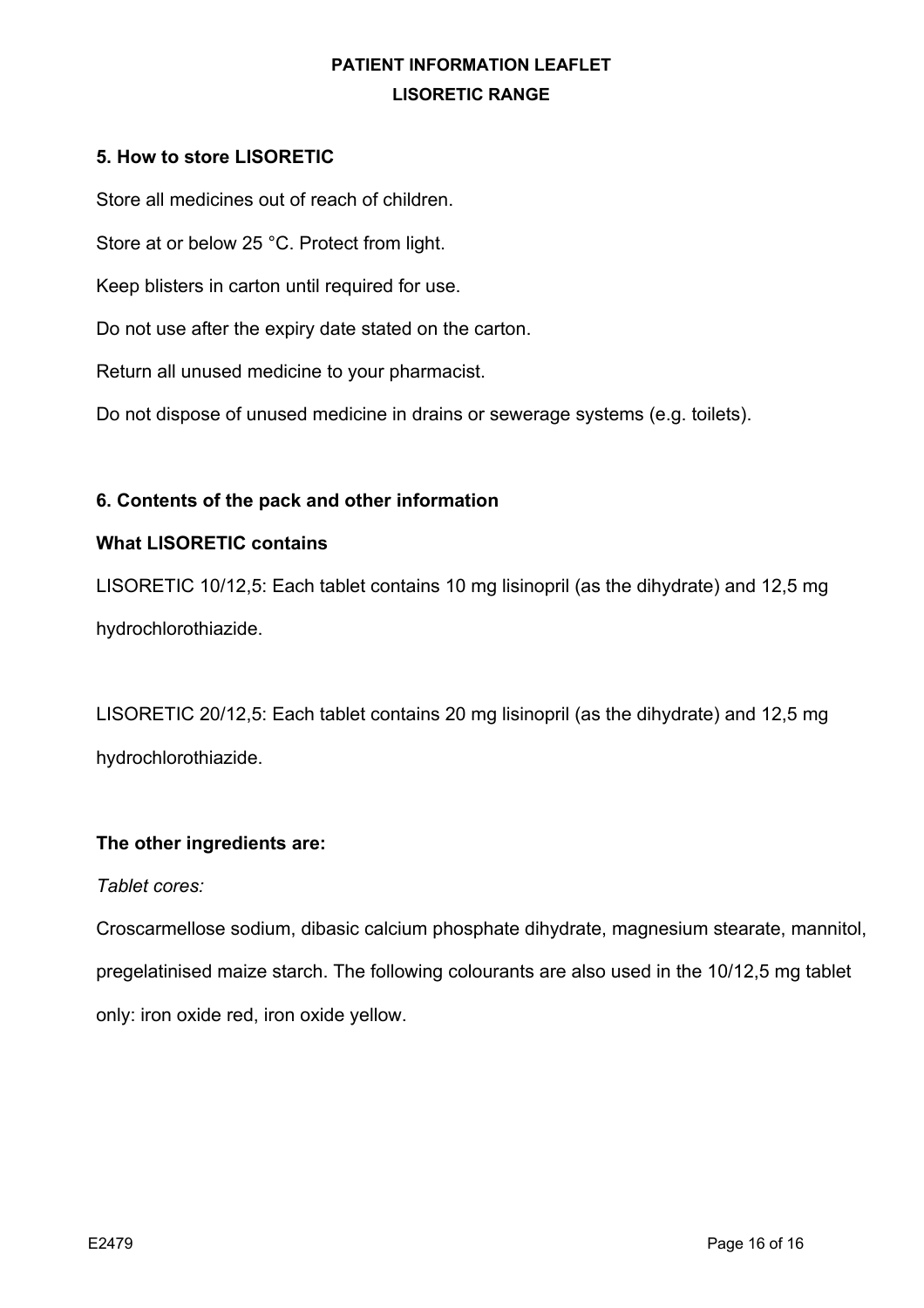## 5. How to store LISORETIC

Store all medicines out of reach of children.

Store at or below 25 °C. Protect from light.

Keep blisters in carton until required for use.

Do not use after the expiry date stated on the carton.

Return all unused medicine to your pharmacist.

Do not dispose of unused medicine in drains or sewerage systems (e.g. toilets).

## 6. Contents of the pack and other information

### What LISORETIC contains

LISORETIC 10/12,5: Each tablet contains 10 mg lisinopril (as the dihydrate) and 12,5 mg hydrochlorothiazide.

LISORETIC 20/12,5: Each tablet contains 20 mg lisinopril (as the dihydrate) and 12,5 mg hydrochlorothiazide.

### The other ingredients are:

*Tablet cores:*

Croscarmellose sodium, dibasic calcium phosphate dihydrate, magnesium stearate, mannitol, pregelatinised maize starch. The following colourants are also used in the 10/12,5 mg tablet only: iron oxide red, iron oxide yellow.